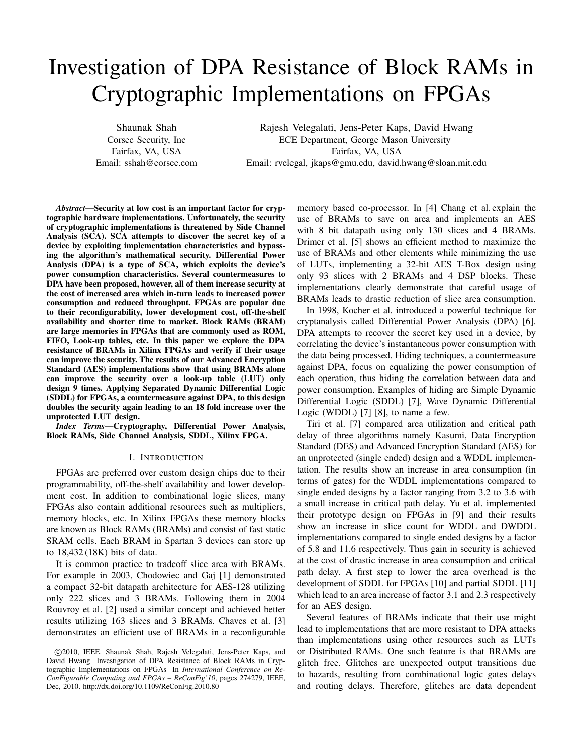# Investigation of DPA Resistance of Block RAMs in Cryptographic Implementations on FPGAs

Shaunak Shah
Corsec Security, Inc
Fairfax, VA, USA
Email: sshah@corsec.com

Rajesh Velegalati, Jens-Peter Kaps, David Hwang
ECE Department, George Mason University
Fairfax, VA, USA
Email: rvelegal, jkaps@gmu.edu, david.hwang@sloan.mit.edu

***Abstract*—Security at low cost is an important factor for cryptographic hardware implementations. Unfortunately, the security of cryptographic implementations is threatened by Side Channel Analysis (SCA). SCA attempts to discover the secret key of a device by exploiting implementation characteristics and bypassing the algorithm's mathematical security. Differential Power Analysis (DPA) is a type of SCA, which exploits the device's power consumption characteristics. Several countermeasures to DPA have been proposed, however, all of them increase security at the cost of increased area which in-turn leads to increased power consumption and reduced throughput. FPGAs are popular due to their reconfigurability, lower development cost, off-the-shelf availability and shorter time to market. Block RAMs (BRAM) are large memories in FPGAs that are commonly used as ROM, FIFO, Look-up tables, etc. In this paper we explore the DPA resistance of BRAMs in Xilinx FPGAs and verify if their usage can improve the security. The results of our Advanced Encryption Standard (AES) implementations show that using BRAMs alone can improve the security over a look-up table (LUT) only design 9 times. Applying Separated Dynamic Differential Logic (SDDL) for FPGAs, a countermeasure against DPA, to this design doubles the security again leading to an 18 fold increase over the unprotected LUT design.**

***Index Terms*—Cryptography, Differential Power Analysis, Block RAMs, Side Channel Analysis, SDDL, Xilinx FPGA.**

## I. Introduction

FPGAs are preferred over custom design chips due to their programmability, off-the-shelf availability and lower development cost. In addition to combinational logic slices, many FPGAs also contain additional resources such as multipliers, memory blocks, etc. In Xilinx FPGAs these memory blocks are known as Block RAMs (BRAMs) and consist of fast static SRAM cells. Each BRAM in Spartan 3 devices can store up to 18,432 (18K) bits of data.

It is common practice to tradeoff slice area with BRAMs. For example in 2003, Chodowiec and Gaj [1] demonstrated a compact 32-bit datapath architecture for AES-128 utilizing only 222 slices and 3 BRAMs. Following them in 2004 Rouvroy et al. [2] used a similar concept and achieved better results utilizing 163 slices and 3 BRAMs. Chaves et al. [3] demonstrates an efficient use of BRAMs in a reconfigurable memory based co-processor. In [4] Chang et al. explain the use of BRAMs to save on area and implements an AES with 8 bit datapath using only 130 slices and 4 BRAMs. Drimer et al. [5] shows an efficient method to maximize the use of BRAMs and other elements while minimizing the use of LUTs, implementing a 32-bit AES T-Box design using only 93 slices with 2 BRAMs and 4 DSP blocks. These implementations clearly demonstrate that careful usage of BRAMs leads to drastic reduction of slice area consumption.

In 1998, Kocher et al. introduced a powerful technique for cryptanalysis called Differential Power Analysis (DPA) [6]. DPA attempts to recover the secret key used in a device, by correlating the device's instantaneous power consumption with the data being processed. Hiding techniques, a countermeasure against DPA, focus on equalizing the power consumption of each operation, thus hiding the correlation between data and power consumption. Examples of hiding are Simple Dynamic Differential Logic (SDDL) [7], Wave Dynamic Differential Logic (WDDL) [7] [8], to name a few.

Tiri et al. [7] compared area utilization and critical path delay of three algorithms namely Kasumi, Data Encryption Standard (DES) and Advanced Encryption Standard (AES) for an unprotected (single ended) design and a WDDL implementation. The results show an increase in area consumption (in terms of gates) for the WDDL implementations compared to single ended designs by a factor ranging from 3.2 to 3.6 with a small increase in critical path delay. Yu et al. implemented their prototype design on FPGAs in [9] and their results show an increase in slice count for WDDL and DWDDL implementations compared to single ended designs by a factor of 5.8 and 11.6 respectively. Thus gain in security is achieved at the cost of drastic increase in area consumption and critical path delay. A first step to lower the area overhead is the development of SDDL for FPGAs [10] and partial SDDL [11] which lead to an area increase of factor 3.1 and 2.3 respectively for an AES design.

Several features of BRAMs indicate that their use might lead to implementations that are more resistant to DPA attacks than implementations using other resources such as LUTs or Distributed RAMs. One such feature is that BRAMs are glitch free. Glitches are unexpected output transitions due to hazards, resulting from combinational logic gates delays and routing delays. Therefore, glitches are data dependent

©2010, IEEE. Shaunak Shah, Rajesh Velegalati, Jens-Peter Kaps, and David Hwang Investigation of DPA Resistance of Block RAMs in Cryptographic Implementations on FPGAs In *International Conference on ReConFigurable Computing and FPGAs – ReConFig'10*, pages 274279, IEEE, Dec, 2010. http://dx.doi.org/10.1109/ReConFig.2010.80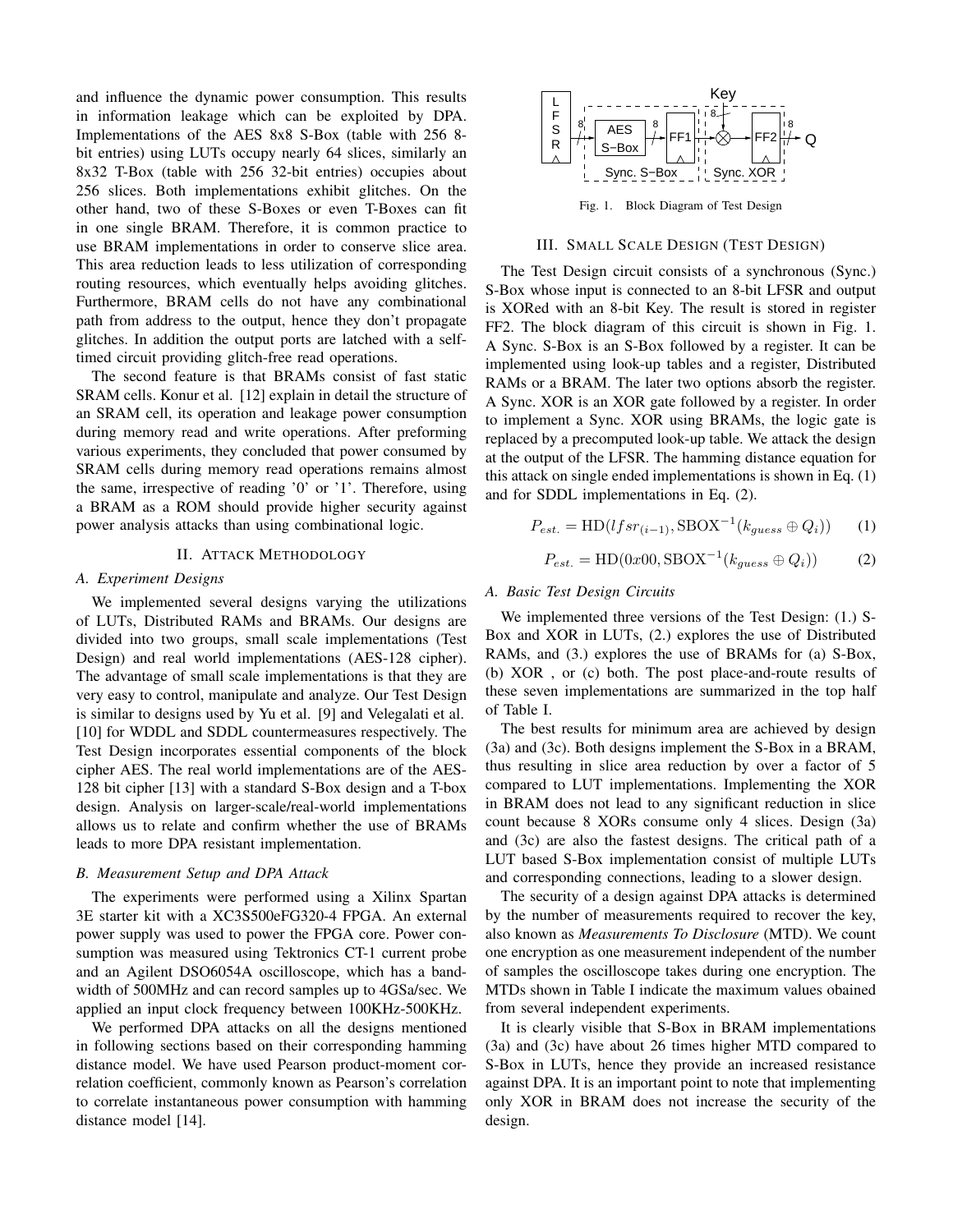and influence the dynamic power consumption. This results in information leakage which can be exploited by DPA. Implementations of the AES 8x8 S-Box (table with 256 8-bit entries) using LUTs occupy nearly 64 slices, similarly an 8x32 T-Box (table with 256 32-bit entries) occupies about 256 slices. Both implementations exhibit glitches. On the other hand, two of these S-Boxes or even T-Boxes can fit in one single BRAM. Therefore, it is common practice to use BRAM implementations in order to conserve slice area. This area reduction leads to less utilization of corresponding routing resources, which eventually helps avoiding glitches. Furthermore, BRAM cells do not have any combinational path from address to the output, hence they don't propagate glitches. In addition the output ports are latched with a self-timed circuit providing glitch-free read operations.

The second feature is that BRAMs consist of fast static SRAM cells. Konur et al. [12] explain in detail the structure of an SRAM cell, its operation and leakage power consumption during memory read and write operations. After preforming various experiments, they concluded that power consumed by SRAM cells during memory read operations remains almost the same, irrespective of reading '0' or '1'. Therefore, using a BRAM as a ROM should provide higher security against power analysis attacks than using combinational logic.

## II. Attack Methodology

### A. Experiment Designs

We implemented several designs varying the utilizations of LUTs, Distributed RAMs and BRAMs. Our designs are divided into two groups, small scale implementations (Test Design) and real world implementations (AES-128 cipher). The advantage of small scale implementations is that they are very easy to control, manipulate and analyze. Our Test Design is similar to designs used by Yu et al. [9] and Velegalati et al. [10] for WDDL and SDDL countermeasures respectively. The Test Design incorporates essential components of the block cipher AES. The real world implementations are of the AES-128 bit cipher [13] with a standard S-Box design and a T-box design. Analysis on larger-scale/real-world implementations allows us to relate and confirm whether the use of BRAMs leads to more DPA resistant implementation.

### B. Measurement Setup and DPA Attack

The experiments were performed using a Xilinx Spartan 3E starter kit with a XC3S500eFG320-4 FPGA. An external power supply was used to power the FPGA core. Power consumption was measured using Tektronics CT-1 current probe and an Agilent DSO6054A oscilloscope, which has a bandwidth of 500MHz and can record samples up to 4GSa/sec. We applied an input clock frequency between 100KHz-500KHz.

We performed DPA attacks on all the designs mentioned in following sections based on their corresponding hamming distance model. We have used Pearson product-moment correlation coefficient, commonly known as Pearson's correlation to correlate instantaneous power consumption with hamming distance model [14].

Fig. 1. Block Diagram of Test Design

## III. Small Scale Design (Test Design)

The Test Design circuit consists of a synchronous (Sync.) S-Box whose input is connected to an 8-bit LFSR and output is XORed with an 8-bit Key. The result is stored in register FF2. The block diagram of this circuit is shown in Fig. 1. A Sync. S-Box is an S-Box followed by a register. It can be implemented using look-up tables and a register, Distributed RAMs or a BRAM. The later two options absorb the register. A Sync. XOR is an XOR gate followed by a register. In order to implement a Sync. XOR using BRAMs, the logic gate is replaced by a precomputed look-up table. We attack the design at the output of the LFSR. The hamming distance equation for this attack on single ended implementations is shown in Eq. (1) and for SDDL implementations in Eq. (2).

$$P_{est.} = \mathrm{HD}(lfsr_{(i-1)}, \mathrm{SBOX}^{-1}(k_{guess} \oplus Q_i)) \quad (1)$$

$$P_{est.} = \mathrm{HD}(0x00, \mathrm{SBOX}^{-1}(k_{guess} \oplus Q_i)) \quad (2)$$

### A. Basic Test Design Circuits

We implemented three versions of the Test Design: (1.) S-Box and XOR in LUTs, (2.) explores the use of Distributed RAMs, and (3.) explores the use of BRAMs for (a) S-Box, (b) XOR , or (c) both. The post place-and-route results of these seven implementations are summarized in the top half of Table I.

The best results for minimum area are achieved by design (3a) and (3c). Both designs implement the S-Box in a BRAM, thus resulting in slice area reduction by over a factor of 5 compared to LUT implementations. Implementing the XOR in BRAM does not lead to any significant reduction in slice count because 8 XORs consume only 4 slices. Design (3a) and (3c) are also the fastest designs. The critical path of a LUT based S-Box implementation consist of multiple LUTs and corresponding connections, leading to a slower design.

The security of a design against DPA attacks is determined by the number of measurements required to recover the key, also known as *Measurements To Disclosure* (MTD). We count one encryption as one measurement independent of the number of samples the oscilloscope takes during one encryption. The MTDs shown in Table I indicate the maximum values obained from several independent experiments.

It is clearly visible that S-Box in BRAM implementations (3a) and (3c) have about 26 times higher MTD compared to S-Box in LUTs, hence they provide an increased resistance against DPA. It is an important point to note that implementing only XOR in BRAM does not increase the security of the design.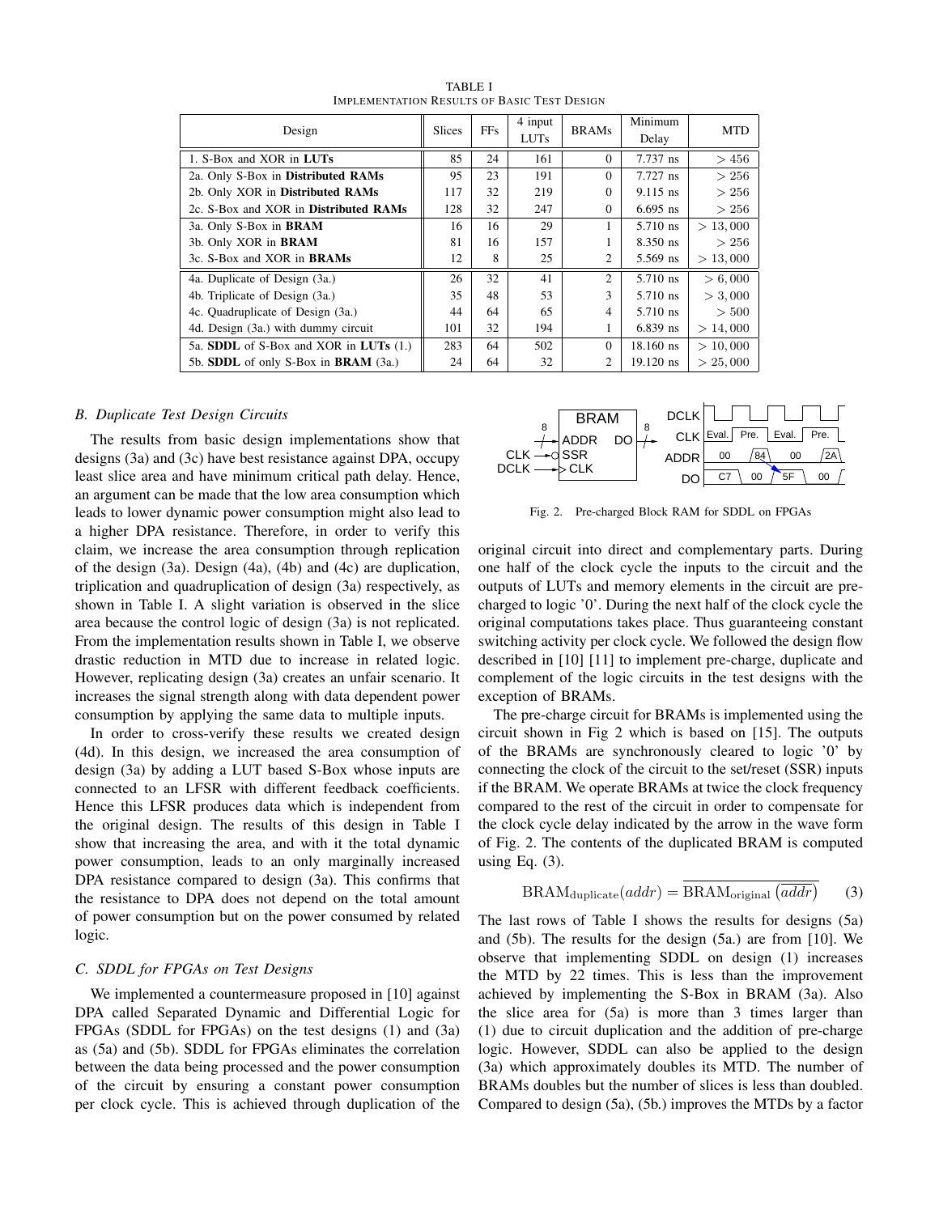TABLE I
IMPLEMENTATION RESULTS OF BASIC TEST DESIGN

| Design | Slices | FFs | 4 input LUTs | BRAMs | Minimum Delay | MTD |
|---|---|---|---|---|---|---|
| 1. S-Box and XOR in **LUTs** | 85 | 24 | 161 | 0 | 7.737 ns | $> 456$ |
| 2a. Only S-Box in **Distributed RAMs** | 95 | 23 | 191 | 0 | 7.727 ns | $> 256$ |
| 2b. Only XOR in **Distributed RAMs** | 117 | 32 | 219 | 0 | 9.115 ns | $> 256$ |
| 2c. S-Box and XOR in **Distributed RAMs** | 128 | 32 | 247 | 0 | 6.695 ns | $> 256$ |
| 3a. Only S-Box in **BRAM** | 16 | 16 | 29 | 1 | 5.710 ns | $> 13,000$ |
| 3b. Only XOR in **BRAM** | 81 | 16 | 157 | 1 | 8.350 ns | $> 256$ |
| 3c. S-Box and XOR in **BRAMs** | 12 | 8 | 25 | 2 | 5.569 ns | $> 13,000$ |
| 4a. Duplicate of Design (3a.) | 26 | 32 | 41 | 2 | 5.710 ns | $> 6,000$ |
| 4b. Triplicate of Design (3a.) | 35 | 48 | 53 | 3 | 5.710 ns | $> 3,000$ |
| 4c. Quadruplicate of Design (3a.) | 44 | 64 | 65 | 4 | 5.710 ns | $> 500$ |
| 4d. Design (3a.) with dummy circuit | 101 | 32 | 194 | 1 | 6.839 ns | $> 14,000$ |
| 5a. **SDDL** of S-Box and XOR in **LUTs** (1.) | 283 | 64 | 502 | 0 | 18.160 ns | $> 10,000$ |
| 5b. **SDDL** of only S-Box in **BRAM** (3a.) | 24 | 64 | 32 | 2 | 19.120 ns | $> 25,000$ |

### B. Duplicate Test Design Circuits

The results from basic design implementations show that designs (3a) and (3c) have best resistance against DPA, occupy least slice area and have minimum critical path delay. Hence, an argument can be made that the low area consumption which leads to lower dynamic power consumption might also lead to a higher DPA resistance. Therefore, in order to verify this claim, we increase the area consumption through replication of the design (3a). Design (4a), (4b) and (4c) are duplication, triplication and quadruplication of design (3a) respectively, as shown in Table I. A slight variation is observed in the slice area because the control logic of design (3a) is not replicated. From the implementation results shown in Table I, we observe drastic reduction in MTD due to increase in related logic. However, replicating design (3a) creates an unfair scenario. It increases the signal strength along with data dependent power consumption by applying the same data to multiple inputs.

In order to cross-verify these results we created design (4d). In this design, we increased the area consumption of design (3a) by adding a LUT based S-Box whose inputs are connected to an LFSR with different feedback coefficients. Hence this LFSR produces data which is independent from the original design. The results of this design in Table I show that increasing the area, and with it the total dynamic power consumption, leads to an only marginally increased DPA resistance compared to design (3a). This confirms that the resistance to DPA does not depend on the total amount of power consumption but on the power consumed by related logic.

### C. SDDL for FPGAs on Test Designs

We implemented a countermeasure proposed in [10] against DPA called Separated Dynamic and Differential Logic for FPGAs (SDDL for FPGAs) on the test designs (1) and (3a) as (5a) and (5b). SDDL for FPGAs eliminates the correlation between the data being processed and the power consumption of the circuit by ensuring a constant power consumption per clock cycle. This is achieved through duplication of the original circuit into direct and complementary parts. During one half of the clock cycle the inputs to the circuit and the outputs of LUTs and memory elements in the circuit are pre-charged to logic '0'. During the next half of the clock cycle the original computations takes place. Thus guaranteeing constant switching activity per clock cycle. We followed the design flow described in [10] [11] to implement pre-charge, duplicate and complement of the logic circuits in the test designs with the exception of BRAMs.

Fig. 2. Pre-charged Block RAM for SDDL on FPGAs

The pre-charge circuit for BRAMs is implemented using the circuit shown in Fig 2 which is based on [15]. The outputs of the BRAMs are synchronously cleared to logic '0' by connecting the clock of the circuit to the set/reset (SSR) inputs if the BRAM. We operate BRAMs at twice the clock frequency compared to the rest of the circuit in order to compensate for the clock cycle delay indicated by the arrow in the wave form of Fig. 2. The contents of the duplicated BRAM is computed using Eq. (3).

$$\mathrm{BRAM}_{\mathrm{duplicate}}(addr) = \overline{\mathrm{BRAM}_{\mathrm{original}}\left(\overline{addr}\right)} \qquad (3)$$

The last rows of Table I shows the results for designs (5a) and (5b). The results for the design (5a.) are from [10]. We observe that implementing SDDL on design (1) increases the MTD by 22 times. This is less than the improvement achieved by implementing the S-Box in BRAM (3a). Also the slice area for (5a) is more than 3 times larger than (1) due to circuit duplication and the addition of pre-charge logic. However, SDDL can also be applied to the design (3a) which approximately doubles its MTD. The number of BRAMs doubles but the number of slices is less than doubled. Compared to design (5a), (5b.) improves the MTDs by a factor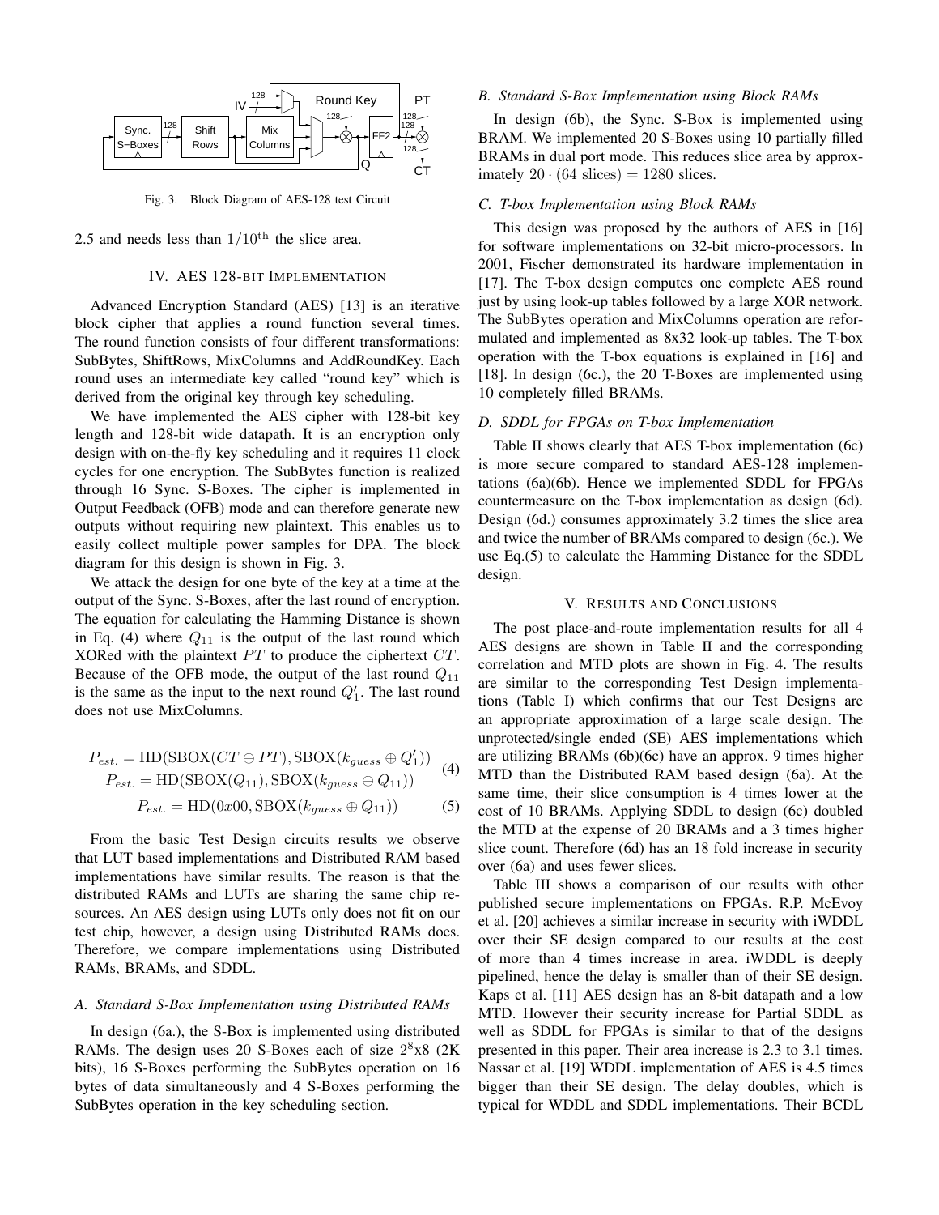Fig. 3. Block Diagram of AES-128 test Circuit

2.5 and needs less than $1/10^{\text{th}}$ the slice area.

## IV. AES 128-bit Implementation

Advanced Encryption Standard (AES) [13] is an iterative block cipher that applies a round function several times. The round function consists of four different transformations: SubBytes, ShiftRows, MixColumns and AddRoundKey. Each round uses an intermediate key called "round key" which is derived from the original key through key scheduling.

We have implemented the AES cipher with 128-bit key length and 128-bit wide datapath. It is an encryption only design with on-the-fly key scheduling and it requires 11 clock cycles for one encryption. The SubBytes function is realized through 16 Sync. S-Boxes. The cipher is implemented in Output Feedback (OFB) mode and can therefore generate new outputs without requiring new plaintext. This enables us to easily collect multiple power samples for DPA. The block diagram for this design is shown in Fig. 3.

We attack the design for one byte of the key at a time at the output of the Sync. S-Boxes, after the last round of encryption. The equation for calculating the Hamming Distance is shown in Eq. (4) where $Q_{11}$ is the output of the last round which XORed with the plaintext $PT$ to produce the ciphertext $CT$. Because of the OFB mode, the output of the last round $Q_{11}$ is the same as the input to the next round $Q'_1$. The last round does not use MixColumns.

$$
\begin{aligned}
P_{est.} &= \text{HD}(\text{SBOX}(CT \oplus PT), \text{SBOX}(k_{guess} \oplus Q'_1)) \\
P_{est.} &= \text{HD}(\text{SBOX}(Q_{11}), \text{SBOX}(k_{guess} \oplus Q_{11}))
\end{aligned} \tag{4}
$$

$$
P_{est.} = \text{HD}(0x00, \text{SBOX}(k_{guess} \oplus Q_{11})) \tag{5}
$$

From the basic Test Design circuits results we observe that LUT based implementations and Distributed RAM based implementations have similar results. The reason is that the distributed RAMs and LUTs are sharing the same chip resources. An AES design using LUTs only does not fit on our test chip, however, a design using Distributed RAMs does. Therefore, we compare implementations using Distributed RAMs, BRAMs, and SDDL.

### A. Standard S-Box Implementation using Distributed RAMs

In design (6a.), the S-Box is implemented using distributed RAMs. The design uses 20 S-Boxes each of size $2^8$x8 (2K bits), 16 S-Boxes performing the SubBytes operation on 16 bytes of data simultaneously and 4 S-Boxes performing the SubBytes operation in the key scheduling section.

### B. Standard S-Box Implementation using Block RAMs

In design (6b), the Sync. S-Box is implemented using BRAM. We implemented 20 S-Boxes using 10 partially filled BRAMs in dual port mode. This reduces slice area by approximately $20 \cdot (64 \text{ slices}) = 1280$ slices.

### C. T-box Implementation using Block RAMs

This design was proposed by the authors of AES in [16] for software implementations on 32-bit micro-processors. In 2001, Fischer demonstrated its hardware implementation in [17]. The T-box design computes one complete AES round just by using look-up tables followed by a large XOR network. The SubBytes operation and MixColumns operation are reformulated and implemented as 8x32 look-up tables. The T-box operation with the T-box equations is explained in [16] and [18]. In design (6c.), the 20 T-Boxes are implemented using 10 completely filled BRAMs.

### D. SDDL for FPGAs on T-box Implementation

Table II shows clearly that AES T-box implementation (6c) is more secure compared to standard AES-128 implementations (6a)(6b). Hence we implemented SDDL for FPGAs countermeasure on the T-box implementation as design (6d). Design (6d.) consumes approximately 3.2 times the slice area and twice the number of BRAMs compared to design (6c.). We use Eq.(5) to calculate the Hamming Distance for the SDDL design.

## V. Results and Conclusions

The post place-and-route implementation results for all 4 AES designs are shown in Table II and the corresponding correlation and MTD plots are shown in Fig. 4. The results are similar to the corresponding Test Design implementations (Table I) which confirms that our Test Designs are an appropriate approximation of a large scale design. The unprotected/single ended (SE) AES implementations which are utilizing BRAMs (6b)(6c) have an approx. 9 times higher MTD than the Distributed RAM based design (6a). At the same time, their slice consumption is 4 times lower at the cost of 10 BRAMs. Applying SDDL to design (6c) doubled the MTD at the expense of 20 BRAMs and a 3 times higher slice count. Therefore (6d) has an 18 fold increase in security over (6a) and uses fewer slices.

Table III shows a comparison of our results with other published secure implementations on FPGAs. R.P. McEvoy et al. [20] achieves a similar increase in security with iWDDL over their SE design compared to our results at the cost of more than 4 times increase in area. iWDDL is deeply pipelined, hence the delay is smaller than of their SE design. Kaps et al. [11] AES design has an 8-bit datapath and a low MTD. However their security increase for Partial SDDL as well as SDDL for FPGAs is similar to that of the designs presented in this paper. Their area increase is 2.3 to 3.1 times. Nassar et al. [19] WDDL implementation of AES is 4.5 times bigger than their SE design. The delay doubles, which is typical for WDDL and SDDL implementations. Their BCDL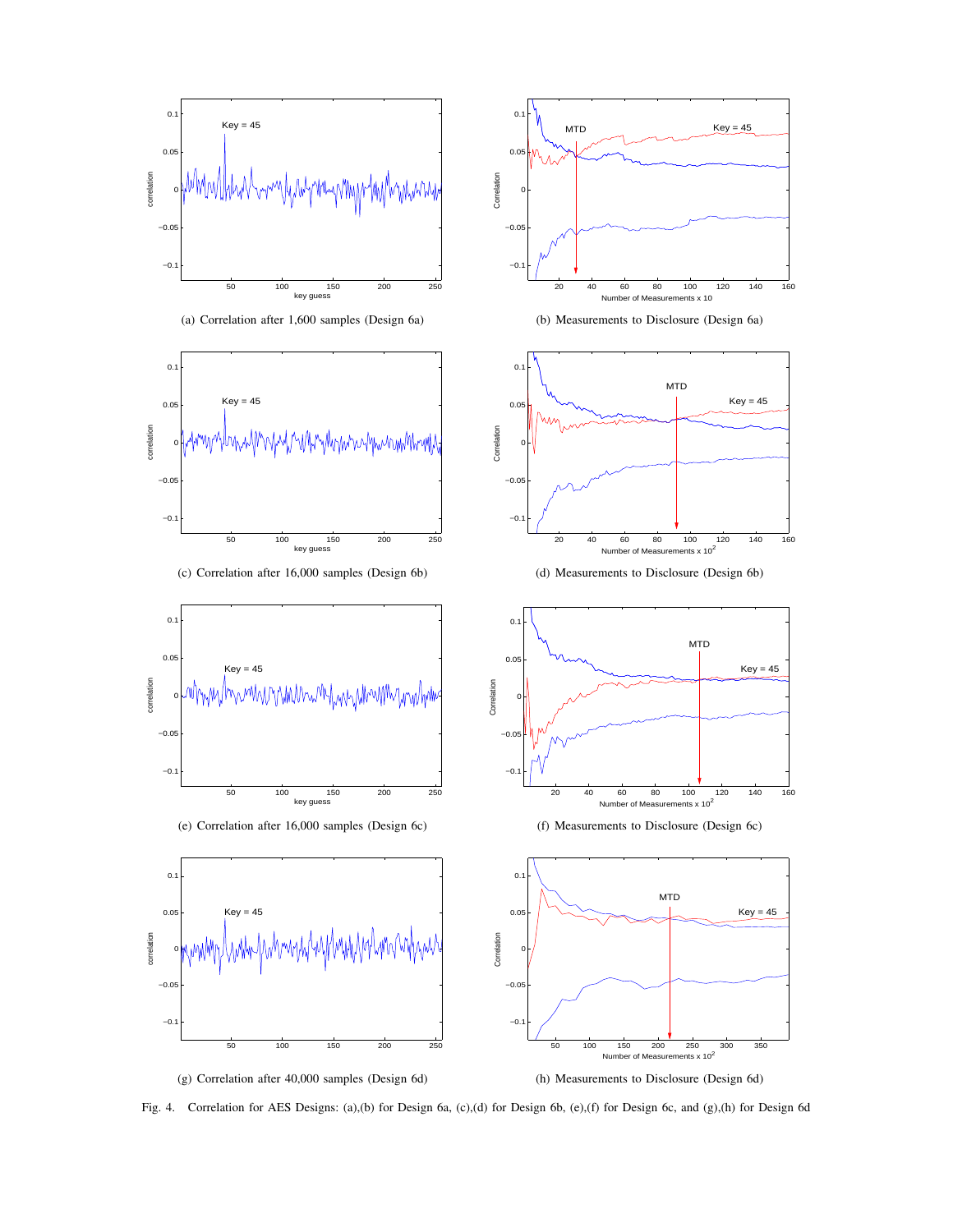(a) Correlation after 1,600 samples (Design 6a)

(b) Measurements to Disclosure (Design 6a)

(c) Correlation after 16,000 samples (Design 6b)

(d) Measurements to Disclosure (Design 6b)

(e) Correlation after 16,000 samples (Design 6c)

(f) Measurements to Disclosure (Design 6c)

(g) Correlation after 40,000 samples (Design 6d)

(h) Measurements to Disclosure (Design 6d)

Fig. 4. Correlation for AES Designs: (a),(b) for Design 6a, (c),(d) for Design 6b, (e),(f) for Design 6c, and (g),(h) for Design 6d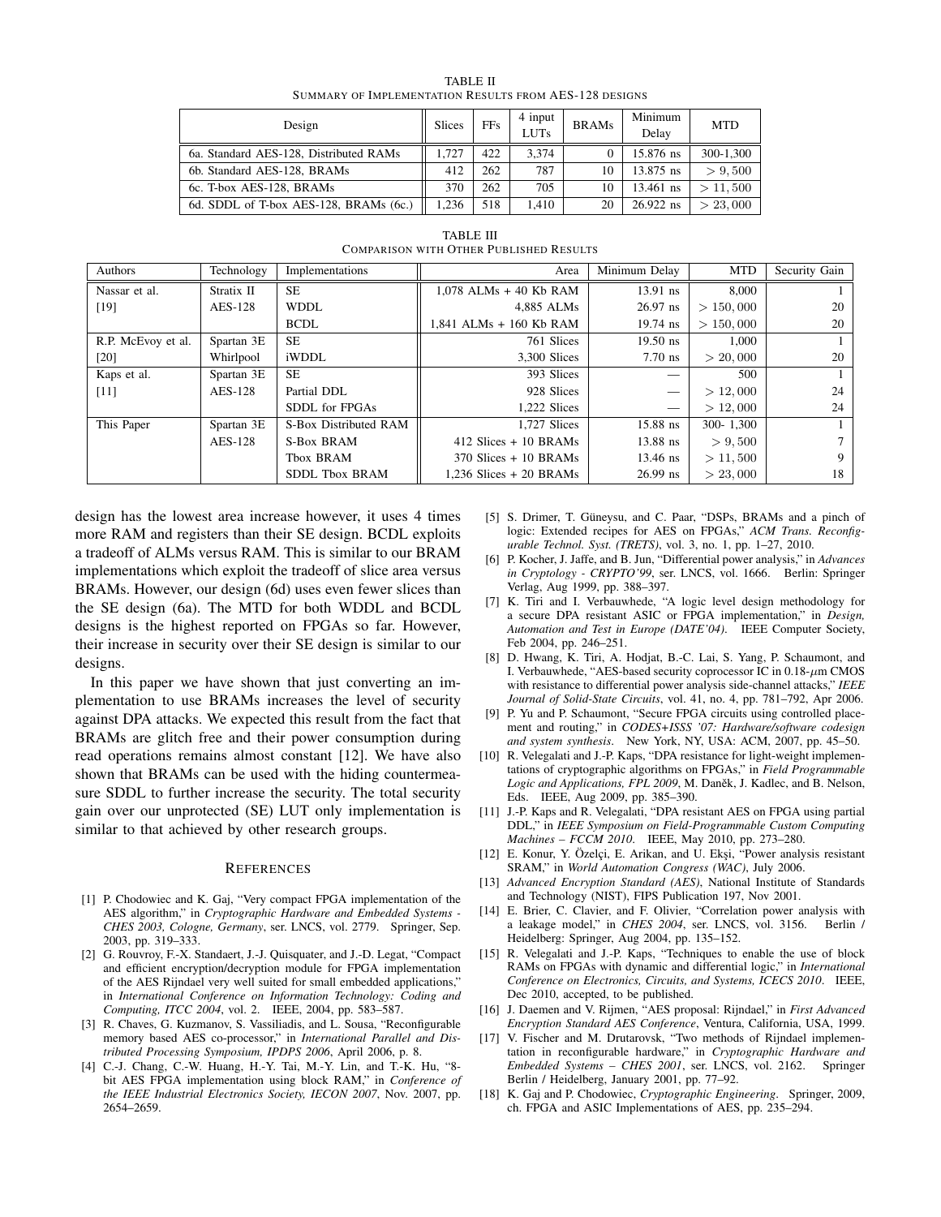TABLE II
SUMMARY OF IMPLEMENTATION RESULTS FROM AES-128 DESIGNS

| Design | Slices | FFs | 4 input LUTs | BRAMs | Minimum Delay | MTD |
|---|---|---|---|---|---|---|
| 6a. Standard AES-128, Distributed RAMs | 1,727 | 422 | 3,374 | 0 | 15.876 ns | 300-1,300 |
| 6b. Standard AES-128, BRAMs | 412 | 262 | 787 | 10 | 13.875 ns | $> 9,500$ |
| 6c. T-box AES-128, BRAMs | 370 | 262 | 705 | 10 | 13.461 ns | $> 11,500$ |
| 6d. SDDL of T-box AES-128, BRAMs (6c.) | 1,236 | 518 | 1,410 | 20 | 26.922 ns | $> 23,000$ |

TABLE III
COMPARISON WITH OTHER PUBLISHED RESULTS

| Authors | Technology | Implementations | Area | Minimum Delay | MTD | Security Gain |
|---|---|---|---|---|---|---|
| Nassar et al. | Stratix II | SE | 1,078 ALMs + 40 Kb RAM | 13.91 ns | 8,000 | 1 |
| [19] | AES-128 | WDDL | 4,885 ALMs | 26.97 ns | $> 150,000$ | 20 |
| | | BCDL | 1,841 ALMs + 160 Kb RAM | 19.74 ns | $> 150,000$ | 20 |
| R.P. McEvoy et al. | Spartan 3E | SE | 761 Slices | 19.50 ns | 1,000 | 1 |
| [20] | Whirlpool | iWDDL | 3,300 Slices | 7.70 ns | $> 20,000$ | 20 |
| Kaps et al. | Spartan 3E | SE | 393 Slices | — | 500 | 1 |
| [11] | AES-128 | Partial DDL | 928 Slices | — | $> 12,000$ | 24 |
| | | SDDL for FPGAs | 1,222 Slices | — | $> 12,000$ | 24 |
| This Paper | Spartan 3E | S-Box Distributed RAM | 1,727 Slices | 15.88 ns | 300- 1,300 | 1 |
| | AES-128 | S-Box BRAM | 412 Slices + 10 BRAMs | 13.88 ns | $> 9,500$ | 7 |
| | | Tbox BRAM | 370 Slices + 10 BRAMs | 13.46 ns | $> 11,500$ | 9 |
| | | SDDL Tbox BRAM | 1,236 Slices + 20 BRAMs | 26.99 ns | $> 23,000$ | 18 |

design has the lowest area increase however, it uses 4 times more RAM and registers than their SE design. BCDL exploits a tradeoff of ALMs versus RAM. This is similar to our BRAM implementations which exploit the tradeoff of slice area versus BRAMs. However, our design (6d) uses even fewer slices than the SE design (6a). The MTD for both WDDL and BCDL designs is the highest reported on FPGAs so far. However, their increase in security over their SE design is similar to our designs.

In this paper we have shown that just converting an implementation to use BRAMs increases the level of security against DPA attacks. We expected this result from the fact that BRAMs are glitch free and their power consumption during read operations remains almost constant [12]. We have also shown that BRAMs can be used with the hiding countermeasure SDDL to further increase the security. The total security gain over our unprotected (SE) LUT only implementation is similar to that achieved by other research groups.

## REFERENCES

[1] P. Chodowiec and K. Gaj, "Very compact FPGA implementation of the AES algorithm," in *Cryptographic Hardware and Embedded Systems - CHES 2003, Cologne, Germany*, ser. LNCS, vol. 2779. Springer, Sep. 2003, pp. 319–333.

[2] G. Rouvroy, F.-X. Standaert, J.-J. Quisquater, and J.-D. Legat, "Compact and efficient encryption/decryption module for FPGA implementation of the AES Rijndael very well suited for small embedded applications," in *International Conference on Information Technology: Coding and Computing, ITCC 2004*, vol. 2. IEEE, 2004, pp. 583–587.

[3] R. Chaves, G. Kuzmanov, S. Vassiliadis, and L. Sousa, "Reconfigurable memory based AES co-processor," in *International Parallel and Distributed Processing Symposium, IPDPS 2006*, April 2006, p. 8.

[4] C.-J. Chang, C.-W. Huang, H.-Y. Tai, M.-Y. Lin, and T.-K. Hu, "8-bit AES FPGA implementation using block RAM," in *Conference of the IEEE Industrial Electronics Society, IECON 2007*, Nov. 2007, pp. 2654–2659.

[5] S. Drimer, T. Güneysu, and C. Paar, "DSPs, BRAMs and a pinch of logic: Extended recipes for AES on FPGAs," *ACM Trans. Reconfigurable Technol. Syst. (TRETS)*, vol. 3, no. 1, pp. 1–27, 2010.

[6] P. Kocher, J. Jaffe, and B. Jun, "Differential power analysis," in *Advances in Cryptology - CRYPTO'99*, ser. LNCS, vol. 1666. Berlin: Springer Verlag, Aug 1999, pp. 388–397.

[7] K. Tiri and I. Verbauwhede, "A logic level design methodology for a secure DPA resistant ASIC or FPGA implementation," in *Design, Automation and Test in Europe (DATE'04)*. IEEE Computer Society, Feb 2004, pp. 246–251.

[8] D. Hwang, K. Tiri, A. Hodjat, B.-C. Lai, S. Yang, P. Schaumont, and I. Verbauwhede, "AES-based security coprocessor IC in 0.18-$\mu$m CMOS with resistance to differential power analysis side-channel attacks," *IEEE Journal of Solid-State Circuits*, vol. 41, no. 4, pp. 781–792, Apr 2006.

[9] P. Yu and P. Schaumont, "Secure FPGA circuits using controlled placement and routing," in *CODES+ISSS '07: Hardware/software codesign and system synthesis*. New York, NY, USA: ACM, 2007, pp. 45–50.

[10] R. Velegalati and J.-P. Kaps, "DPA resistance for light-weight implementations of cryptographic algorithms on FPGAs," in *Field Programmable Logic and Applications, FPL 2009*, M. Daněk, J. Kadlec, and B. Nelson, Eds. IEEE, Aug 2009, pp. 385–390.

[11] J.-P. Kaps and R. Velegalati, "DPA resistant AES on FPGA using partial DDL," in *IEEE Symposium on Field-Programmable Custom Computing Machines – FCCM 2010*. IEEE, May 2010, pp. 273–280.

[12] E. Konur, Y. Özelçi, E. Arikan, and U. Ekşi, "Power analysis resistant SRAM," in *World Automation Congress (WAC)*, July 2006.

[13] *Advanced Encryption Standard (AES)*, National Institute of Standards and Technology (NIST), FIPS Publication 197, Nov 2001.

[14] E. Brier, C. Clavier, and F. Olivier, "Correlation power analysis with a leakage model," in *CHES 2004*, ser. LNCS, vol. 3156. Berlin / Heidelberg: Springer, Aug 2004, pp. 135–152.

[15] R. Velegalati and J.-P. Kaps, "Techniques to enable the use of block RAMs on FPGAs with dynamic and differential logic," in *International Conference on Electronics, Circuits, and Systems, ICECS 2010*. IEEE, Dec 2010, accepted, to be published.

[16] J. Daemen and V. Rijmen, "AES proposal: Rijndael," in *First Advanced Encryption Standard AES Conference*, Ventura, California, USA, 1999.

[17] V. Fischer and M. Drutarovsk, "Two methods of Rijndael implementation in reconfigurable hardware," in *Cryptographic Hardware and Embedded Systems – CHES 2001*, ser. LNCS, vol. 2162. Springer Berlin / Heidelberg, January 2001, pp. 77–92.

[18] K. Gaj and P. Chodowiec, *Cryptographic Engineering*. Springer, 2009, ch. FPGA and ASIC Implementations of AES, pp. 235–294.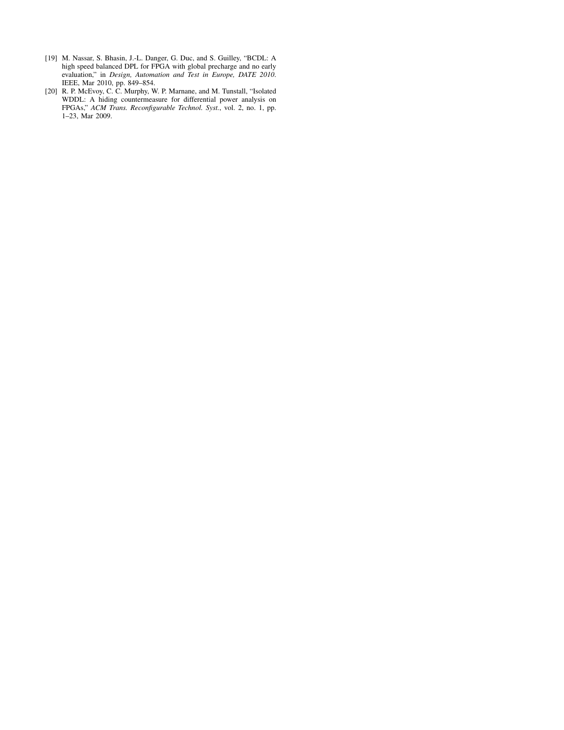[19] M. Nassar, S. Bhasin, J.-L. Danger, G. Duc, and S. Guilley, "BCDL: A high speed balanced DPL for FPGA with global precharge and no early evaluation," in *Design, Automation and Test in Europe, DATE 2010*. IEEE, Mar 2010, pp. 849–854.

[20] R. P. McEvoy, C. C. Murphy, W. P. Marnane, and M. Tunstall, "Isolated WDDL: A hiding countermeasure for differential power analysis on FPGAs," *ACM Trans. Reconfigurable Technol. Syst.*, vol. 2, no. 1, pp. 1–23, Mar 2009.